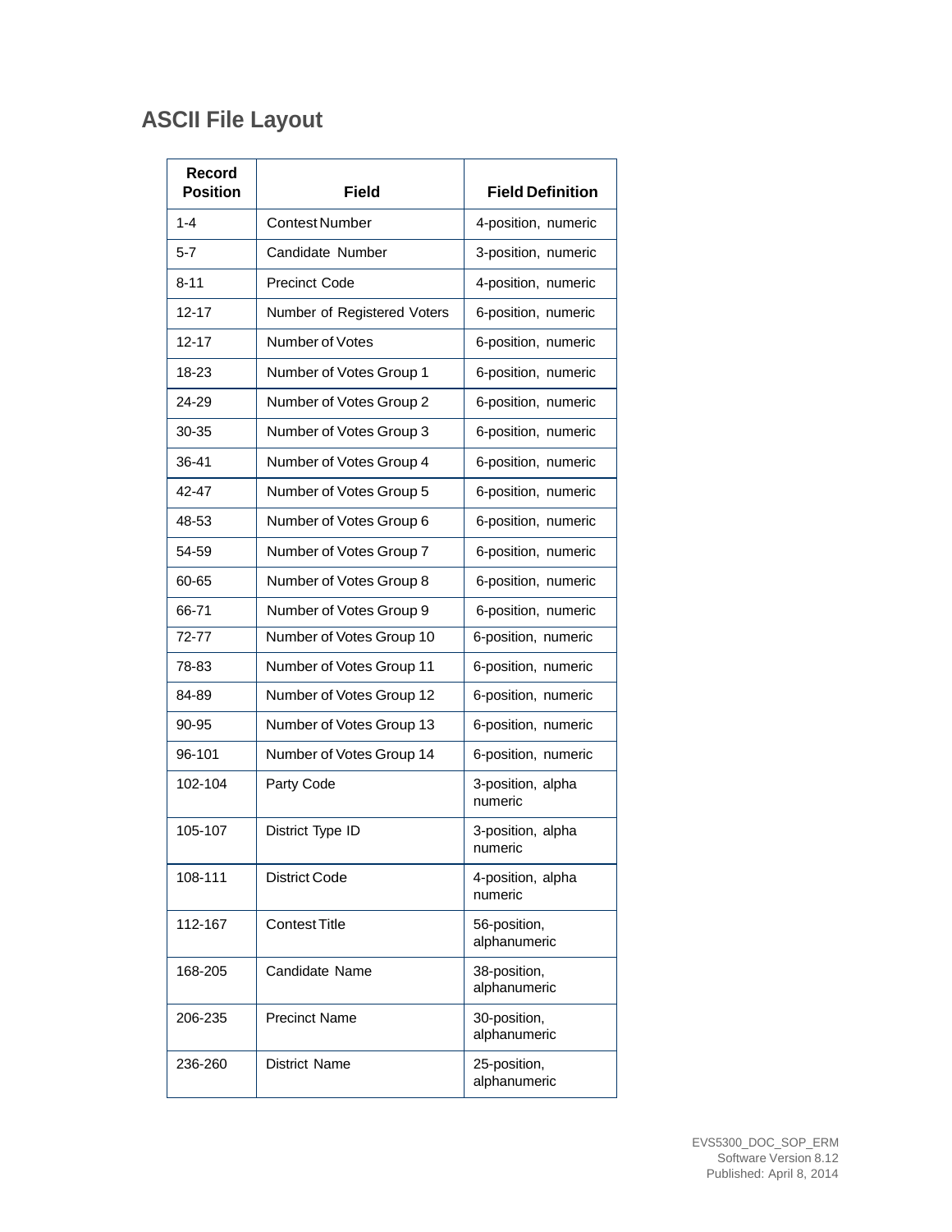## ASCII File Layout

| Record Position | Field | Field Definition |
|---|---|---|
| 1-4 | Contest Number | 4-position, numeric |
| 5-7 | Candidate Number | 3-position, numeric |
| 8-11 | Precinct Code | 4-position, numeric |
| 12-17 | Number of Registered Voters | 6-position, numeric |
| 12-17 | Number of Votes | 6-position, numeric |
| 18-23 | Number of Votes Group 1 | 6-position, numeric |
| 24-29 | Number of Votes Group 2 | 6-position, numeric |
| 30-35 | Number of Votes Group 3 | 6-position, numeric |
| 36-41 | Number of Votes Group 4 | 6-position, numeric |
| 42-47 | Number of Votes Group 5 | 6-position, numeric |
| 48-53 | Number of Votes Group 6 | 6-position, numeric |
| 54-59 | Number of Votes Group 7 | 6-position, numeric |
| 60-65 | Number of Votes Group 8 | 6-position, numeric |
| 66-71 | Number of Votes Group 9 | 6-position, numeric |
| 72-77 | Number of Votes Group 10 | 6-position, numeric |
| 78-83 | Number of Votes Group 11 | 6-position, numeric |
| 84-89 | Number of Votes Group 12 | 6-position, numeric |
| 90-95 | Number of Votes Group 13 | 6-position, numeric |
| 96-101 | Number of Votes Group 14 | 6-position, numeric |
| 102-104 | Party Code | 3-position, alpha numeric |
| 105-107 | District Type ID | 3-position, alpha numeric |
| 108-111 | District Code | 4-position, alpha numeric |
| 112-167 | Contest Title | 56-position, alphanumeric |
| 168-205 | Candidate Name | 38-position, alphanumeric |
| 206-235 | Precinct Name | 30-position, alphanumeric |
| 236-260 | District Name | 25-position, alphanumeric |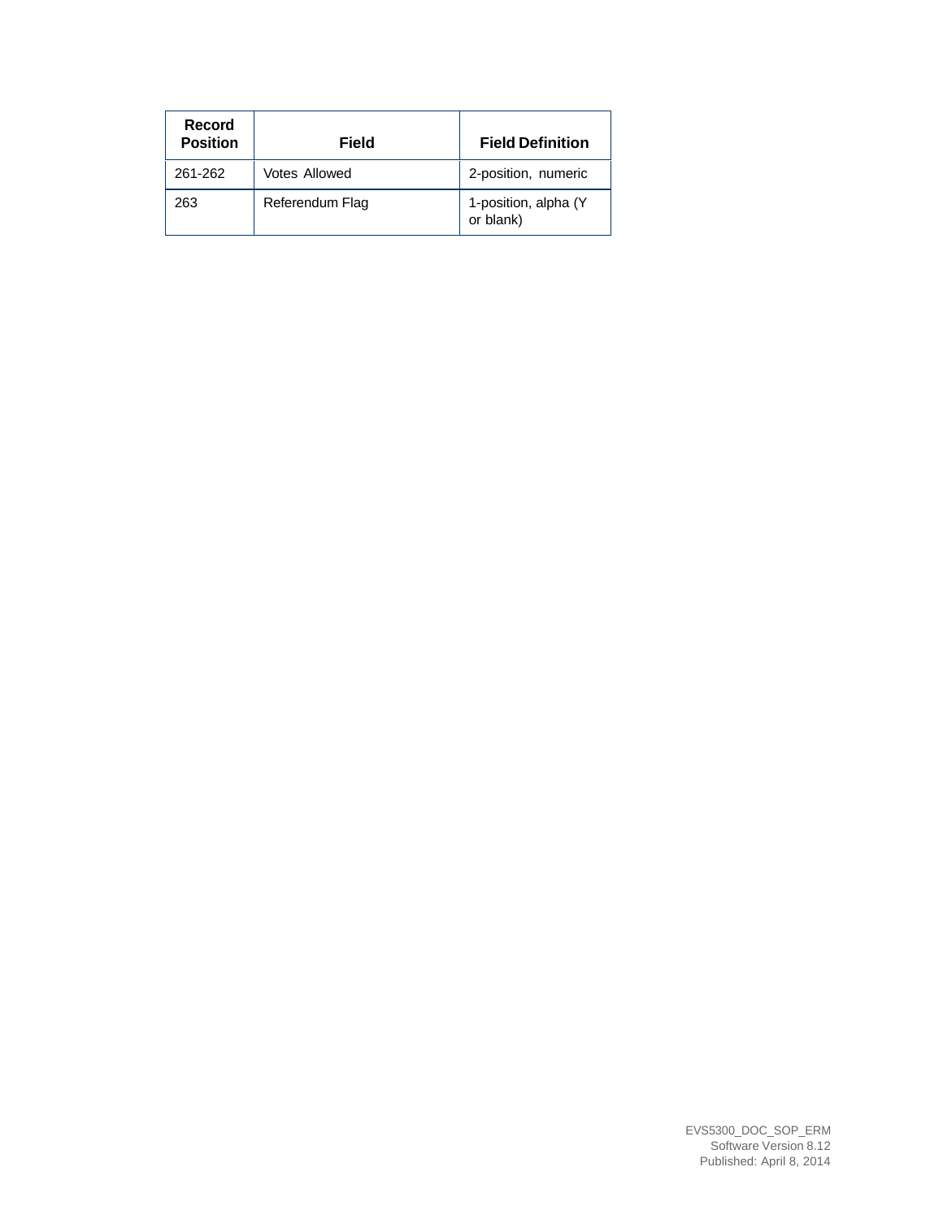| Record Position | Field | Field Definition |
|---|---|---|
| 261-262 | Votes Allowed | 2-position, numeric |
| 263 | Referendum Flag | 1-position, alpha (Y or blank) |